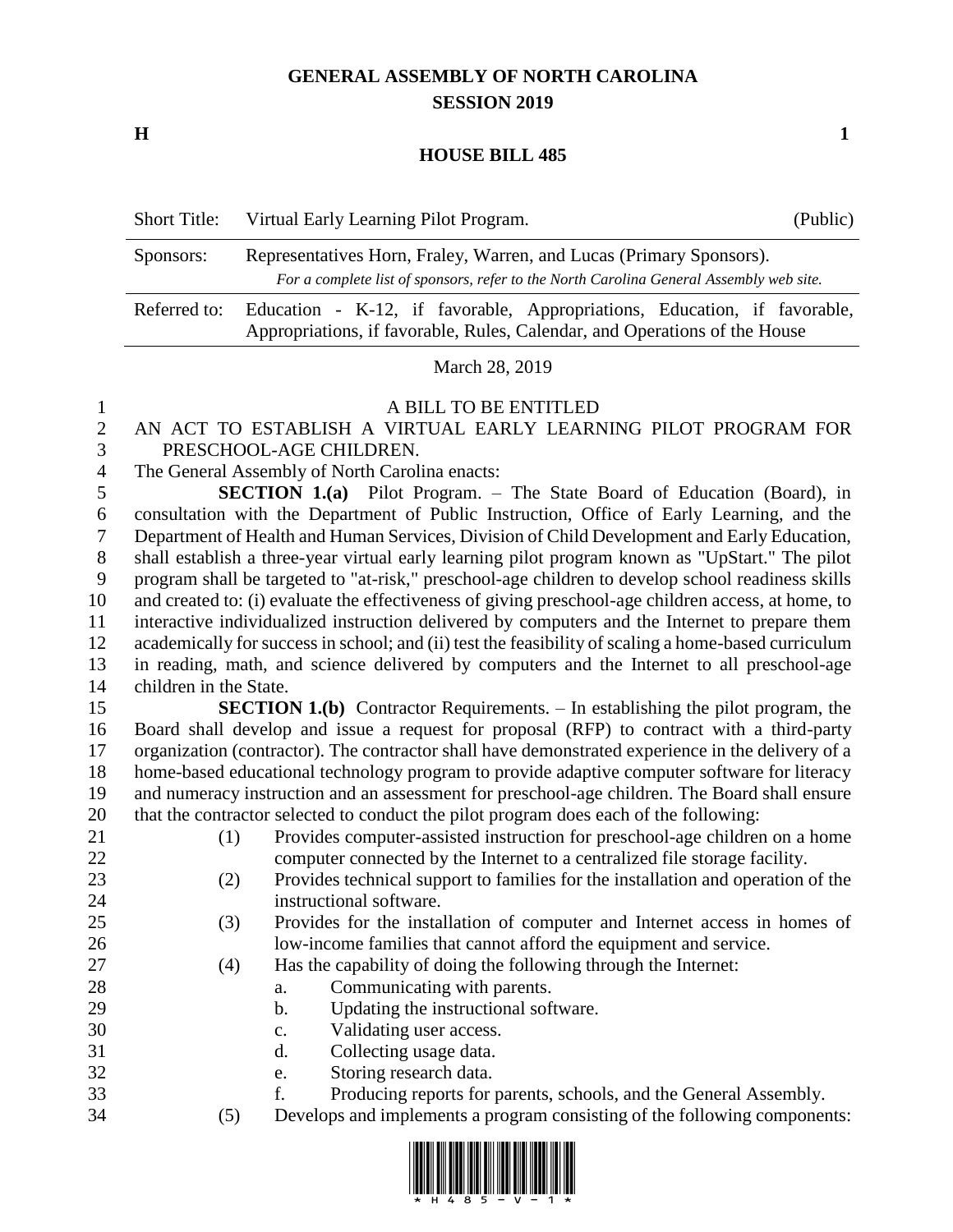# GENERAL ASSEMBLY OF NORTH CAROLINA
## SESSION 2019

**H** **1**

## HOUSE BILL 485

| | | |
|---|---|---|
| Short Title: | Virtual Early Learning Pilot Program. | (Public) |
| Sponsors: | Representatives Horn, Fraley, Warren, and Lucas (Primary Sponsors). *For a complete list of sponsors, refer to the North Carolina General Assembly web site.* | |
| Referred to: | Education - K-12, if favorable, Appropriations, Education, if favorable, Appropriations, if favorable, Rules, Calendar, and Operations of the House | |

March 28, 2019

A BILL TO BE ENTITLED

AN ACT TO ESTABLISH A VIRTUAL EARLY LEARNING PILOT PROGRAM FOR PRESCHOOL-AGE CHILDREN.

The General Assembly of North Carolina enacts:

**SECTION 1.(a)** Pilot Program. – The State Board of Education (Board), in consultation with the Department of Public Instruction, Office of Early Learning, and the Department of Health and Human Services, Division of Child Development and Early Education, shall establish a three-year virtual early learning pilot program known as "UpStart." The pilot program shall be targeted to "at-risk," preschool-age children to develop school readiness skills and created to: (i) evaluate the effectiveness of giving preschool-age children access, at home, to interactive individualized instruction delivered by computers and the Internet to prepare them academically for success in school; and (ii) test the feasibility of scaling a home-based curriculum in reading, math, and science delivered by computers and the Internet to all preschool-age children in the State.

**SECTION 1.(b)** Contractor Requirements. – In establishing the pilot program, the Board shall develop and issue a request for proposal (RFP) to contract with a third-party organization (contractor). The contractor shall have demonstrated experience in the delivery of a home-based educational technology program to provide adaptive computer software for literacy and numeracy instruction and an assessment for preschool-age children. The Board shall ensure that the contractor selected to conduct the pilot program does each of the following:

(1) Provides computer-assisted instruction for preschool-age children on a home computer connected by the Internet to a centralized file storage facility.

(2) Provides technical support to families for the installation and operation of the instructional software.

(3) Provides for the installation of computer and Internet access in homes of low-income families that cannot afford the equipment and service.

(4) Has the capability of doing the following through the Internet:

a. Communicating with parents.

b. Updating the instructional software.

c. Validating user access.

d. Collecting usage data.

e. Storing research data.

f. Producing reports for parents, schools, and the General Assembly.

(5) Develops and implements a program consisting of the following components: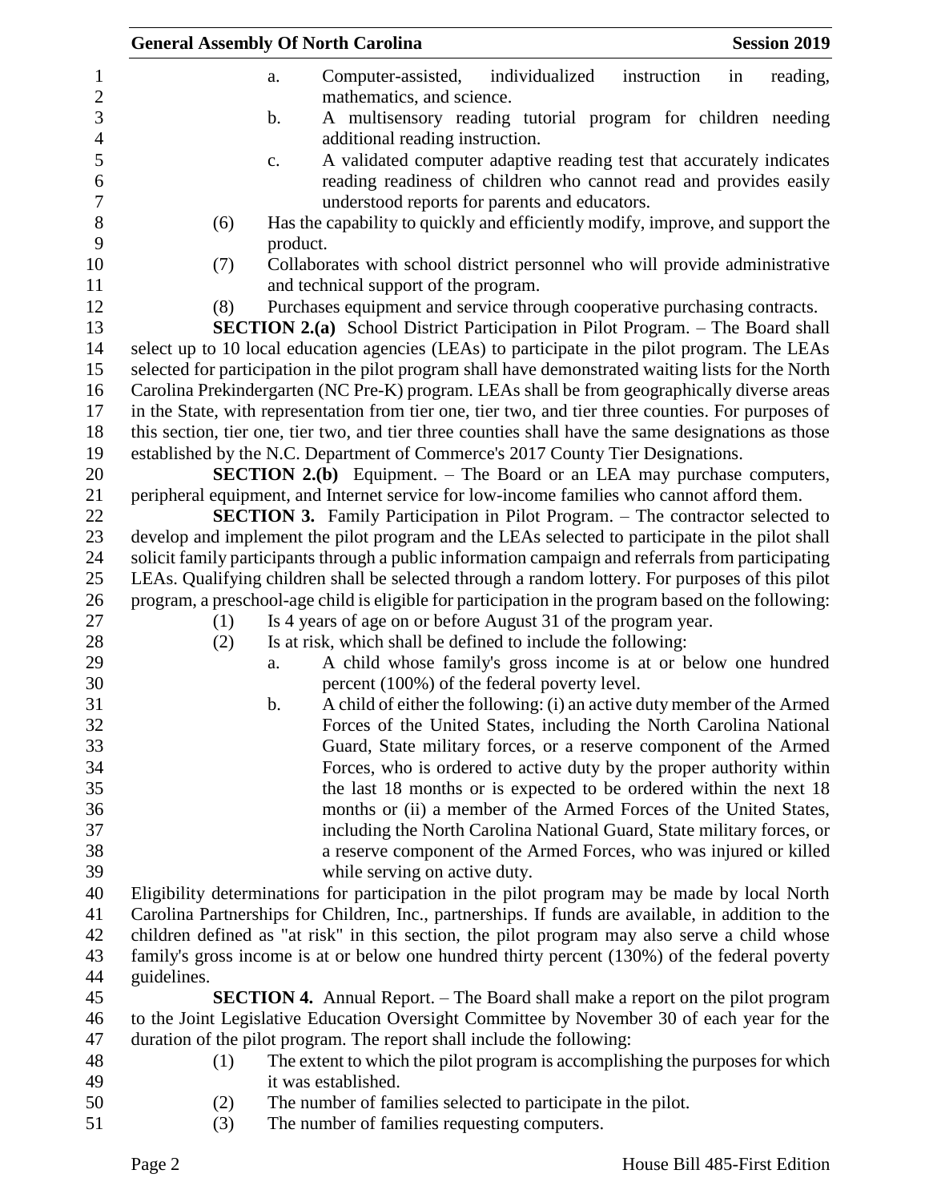a. Computer-assisted, individualized instruction in reading, mathematics, and science.

b. A multisensory reading tutorial program for children needing additional reading instruction.

c. A validated computer adaptive reading test that accurately indicates reading readiness of children who cannot read and provides easily understood reports for parents and educators.

(6) Has the capability to quickly and efficiently modify, improve, and support the product.

(7) Collaborates with school district personnel who will provide administrative and technical support of the program.

(8) Purchases equipment and service through cooperative purchasing contracts.

**SECTION 2.(a)** School District Participation in Pilot Program. – The Board shall select up to 10 local education agencies (LEAs) to participate in the pilot program. The LEAs selected for participation in the pilot program shall have demonstrated waiting lists for the North Carolina Prekindergarten (NC Pre-K) program. LEAs shall be from geographically diverse areas in the State, with representation from tier one, tier two, and tier three counties. For purposes of this section, tier one, tier two, and tier three counties shall have the same designations as those established by the N.C. Department of Commerce's 2017 County Tier Designations.

**SECTION 2.(b)** Equipment. – The Board or an LEA may purchase computers, peripheral equipment, and Internet service for low-income families who cannot afford them.

**SECTION 3.** Family Participation in Pilot Program. – The contractor selected to develop and implement the pilot program and the LEAs selected to participate in the pilot shall solicit family participants through a public information campaign and referrals from participating LEAs. Qualifying children shall be selected through a random lottery. For purposes of this pilot program, a preschool-age child is eligible for participation in the program based on the following:

(1) Is 4 years of age on or before August 31 of the program year.

(2) Is at risk, which shall be defined to include the following:

a. A child whose family's gross income is at or below one hundred percent (100%) of the federal poverty level.

b. A child of either the following: (i) an active duty member of the Armed Forces of the United States, including the North Carolina National Guard, State military forces, or a reserve component of the Armed Forces, who is ordered to active duty by the proper authority within the last 18 months or is expected to be ordered within the next 18 months or (ii) a member of the Armed Forces of the United States, including the North Carolina National Guard, State military forces, or a reserve component of the Armed Forces, who was injured or killed while serving on active duty.

Eligibility determinations for participation in the pilot program may be made by local North Carolina Partnerships for Children, Inc., partnerships. If funds are available, in addition to the children defined as "at risk" in this section, the pilot program may also serve a child whose family's gross income is at or below one hundred thirty percent (130%) of the federal poverty guidelines.

**SECTION 4.** Annual Report. – The Board shall make a report on the pilot program to the Joint Legislative Education Oversight Committee by November 30 of each year for the duration of the pilot program. The report shall include the following:

(1) The extent to which the pilot program is accomplishing the purposes for which it was established.

(2) The number of families selected to participate in the pilot.

(3) The number of families requesting computers.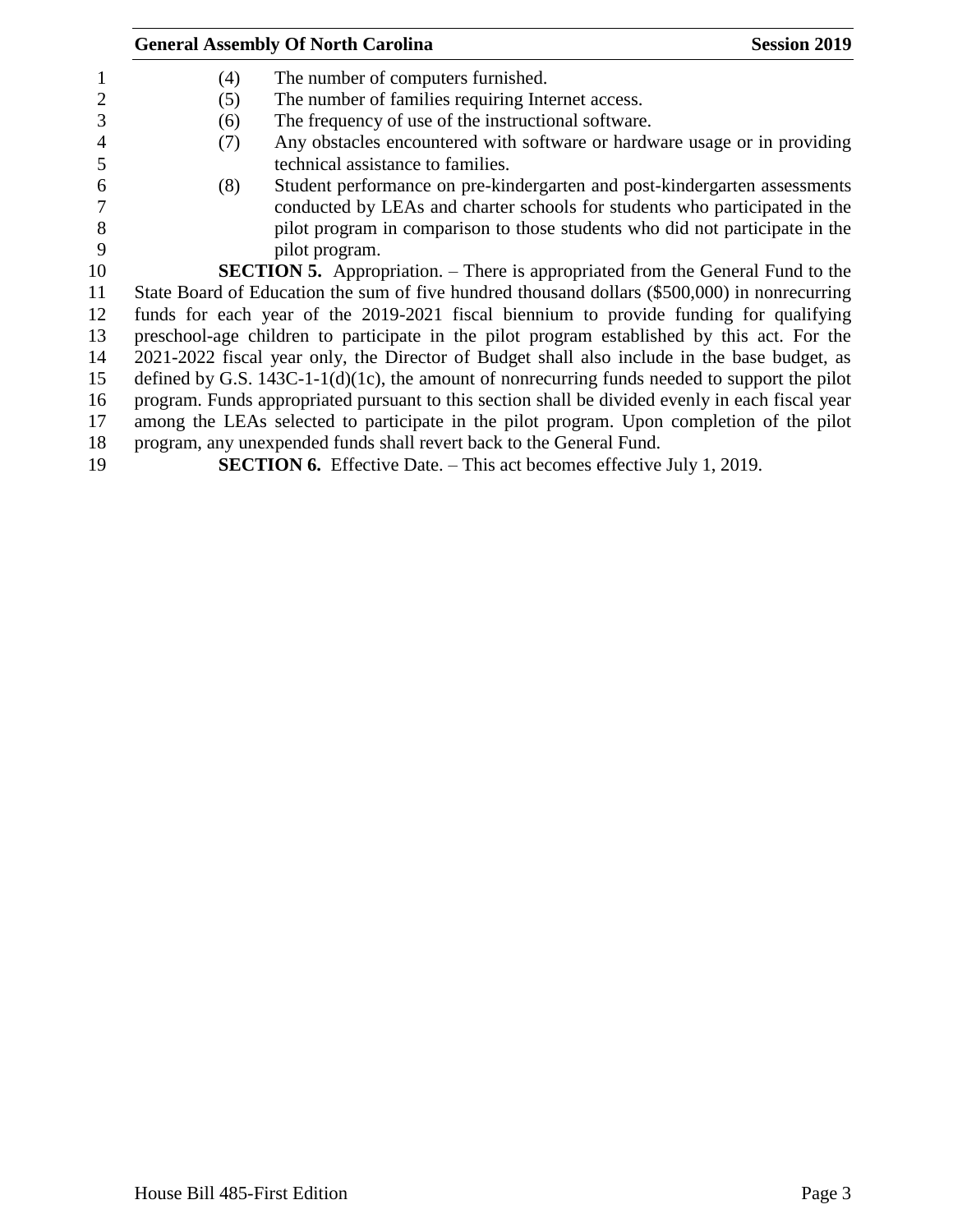(4) The number of computers furnished.

(5) The number of families requiring Internet access.

(6) The frequency of use of the instructional software.

(7) Any obstacles encountered with software or hardware usage or in providing technical assistance to families.

(8) Student performance on pre-kindergarten and post-kindergarten assessments conducted by LEAs and charter schools for students who participated in the pilot program in comparison to those students who did not participate in the pilot program.

**SECTION 5.** Appropriation. – There is appropriated from the General Fund to the State Board of Education the sum of five hundred thousand dollars ($500,000) in nonrecurring funds for each year of the 2019-2021 fiscal biennium to provide funding for qualifying preschool-age children to participate in the pilot program established by this act. For the 2021-2022 fiscal year only, the Director of Budget shall also include in the base budget, as defined by G.S. 143C-1-1(d)(1c), the amount of nonrecurring funds needed to support the pilot program. Funds appropriated pursuant to this section shall be divided evenly in each fiscal year among the LEAs selected to participate in the pilot program. Upon completion of the pilot program, any unexpended funds shall revert back to the General Fund.

**SECTION 6.** Effective Date. – This act becomes effective July 1, 2019.